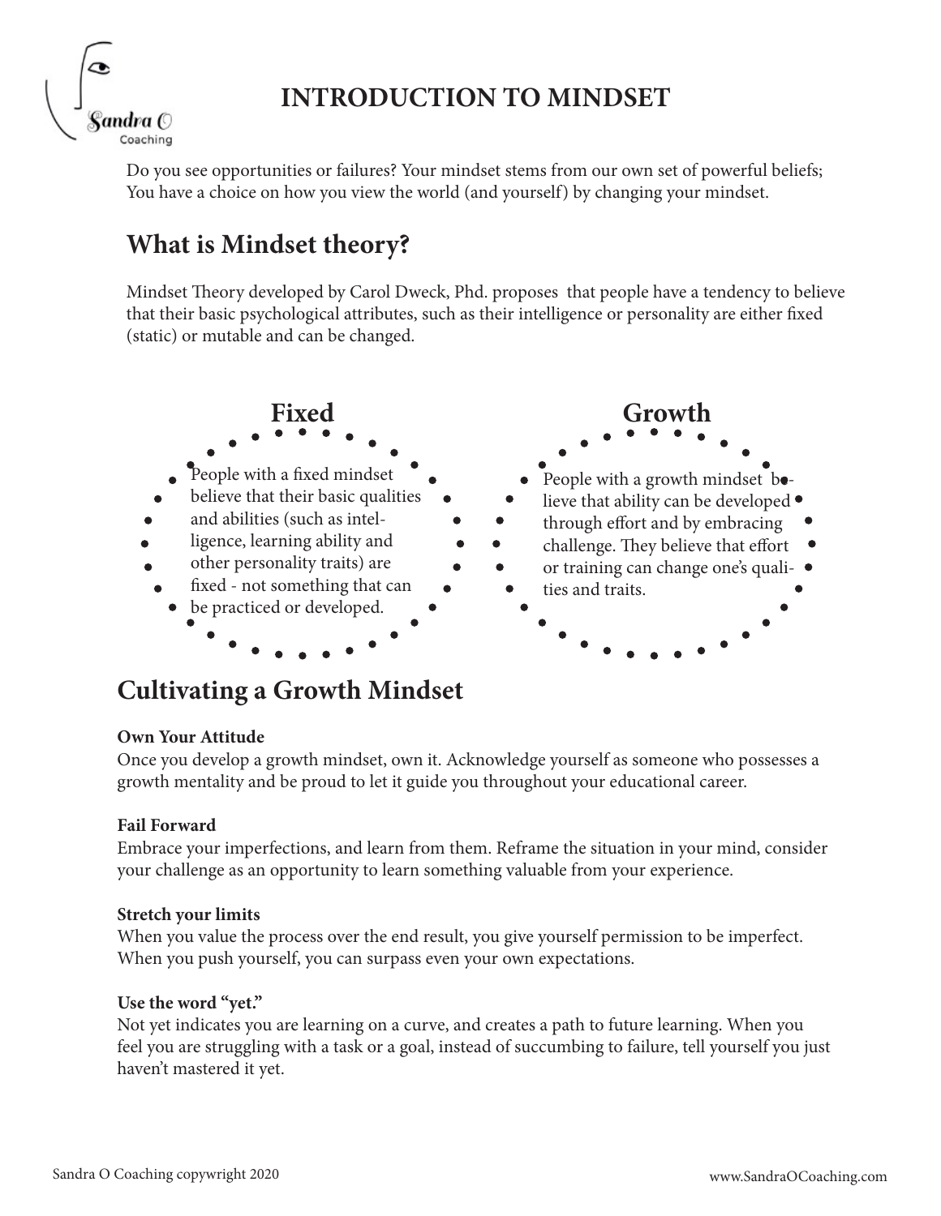# INTRODUCTION TO MINDSET

Do you see opportunities or failures? Your mindset stems from our own set of powerful beliefs; You have a choice on how you view the world (and yourself) by changing your mindset.

## What is Mindset theory?

Mindset Theory developed by Carol Dweck, Phd. proposes that people have a tendency to believe that their basic psychological attributes, such as their intelligence or personality are either fixed (static) or mutable and can be changed.

### Fixed

People with a fixed mindset believe that their basic qualities and abilities (such as intelligence, learning ability and other personality traits) are fixed - not something that can be practiced or developed.

### Growth

People with a growth mindset believe that ability can be developed through effort and by embracing challenge. They believe that effort or training can change one's qualities and traits.

## Cultivating a Growth Mindset

**Own Your Attitude**
Once you develop a growth mindset, own it. Acknowledge yourself as someone who possesses a growth mentality and be proud to let it guide you throughout your educational career.

**Fail Forward**
Embrace your imperfections, and learn from them. Reframe the situation in your mind, consider your challenge as an opportunity to learn something valuable from your experience.

**Stretch your limits**
When you value the process over the end result, you give yourself permission to be imperfect. When you push yourself, you can surpass even your own expectations.

**Use the word "yet."**
Not yet indicates you are learning on a curve, and creates a path to future learning. When you feel you are struggling with a task or a goal, instead of succumbing to failure, tell yourself you just haven't mastered it yet.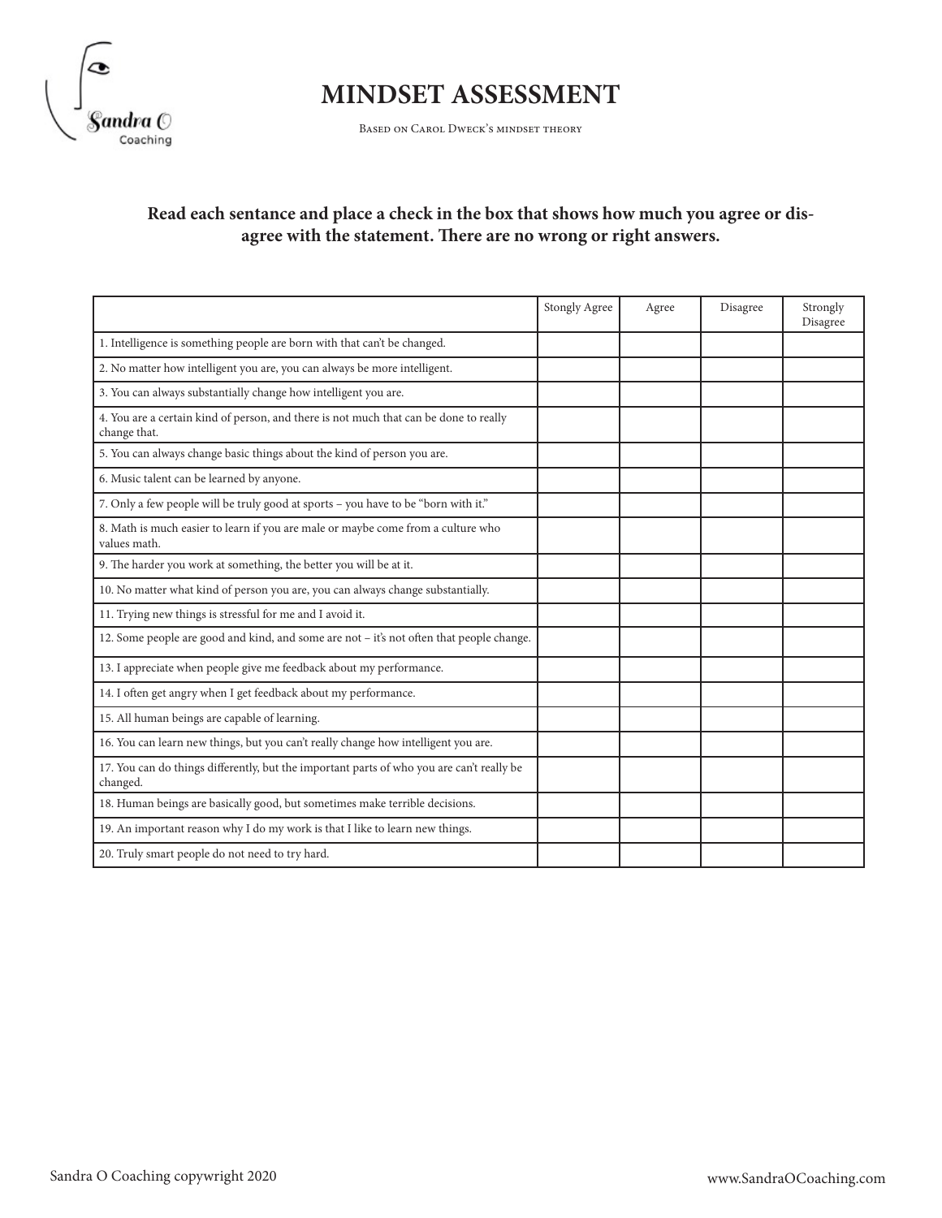# MINDSET ASSESSMENT

Based on Carol Dweck's mindset theory

**Read each sentance and place a check in the box that shows how much you agree or disagree with the statement. There are no wrong or right answers.**

| | Stongly Agree | Agree | Disagree | Strongly Disagree |
|---|---|---|---|---|
| 1. Intelligence is something people are born with that can't be changed. | | | | |
| 2. No matter how intelligent you are, you can always be more intelligent. | | | | |
| 3. You can always substantially change how intelligent you are. | | | | |
| 4. You are a certain kind of person, and there is not much that can be done to really change that. | | | | |
| 5. You can always change basic things about the kind of person you are. | | | | |
| 6. Music talent can be learned by anyone. | | | | |
| 7. Only a few people will be truly good at sports – you have to be "born with it." | | | | |
| 8. Math is much easier to learn if you are male or maybe come from a culture who values math. | | | | |
| 9. The harder you work at something, the better you will be at it. | | | | |
| 10. No matter what kind of person you are, you can always change substantially. | | | | |
| 11. Trying new things is stressful for me and I avoid it. | | | | |
| 12. Some people are good and kind, and some are not – it's not often that people change. | | | | |
| 13. I appreciate when people give me feedback about my performance. | | | | |
| 14. I often get angry when I get feedback about my performance. | | | | |
| 15. All human beings are capable of learning. | | | | |
| 16. You can learn new things, but you can't really change how intelligent you are. | | | | |
| 17. You can do things differently, but the important parts of who you are can't really be changed. | | | | |
| 18. Human beings are basically good, but sometimes make terrible decisions. | | | | |
| 19. An important reason why I do my work is that I like to learn new things. | | | | |
| 20. Truly smart people do not need to try hard. | | | | |

Sandra O Coaching copywright 2020

www.SandraOCoaching.com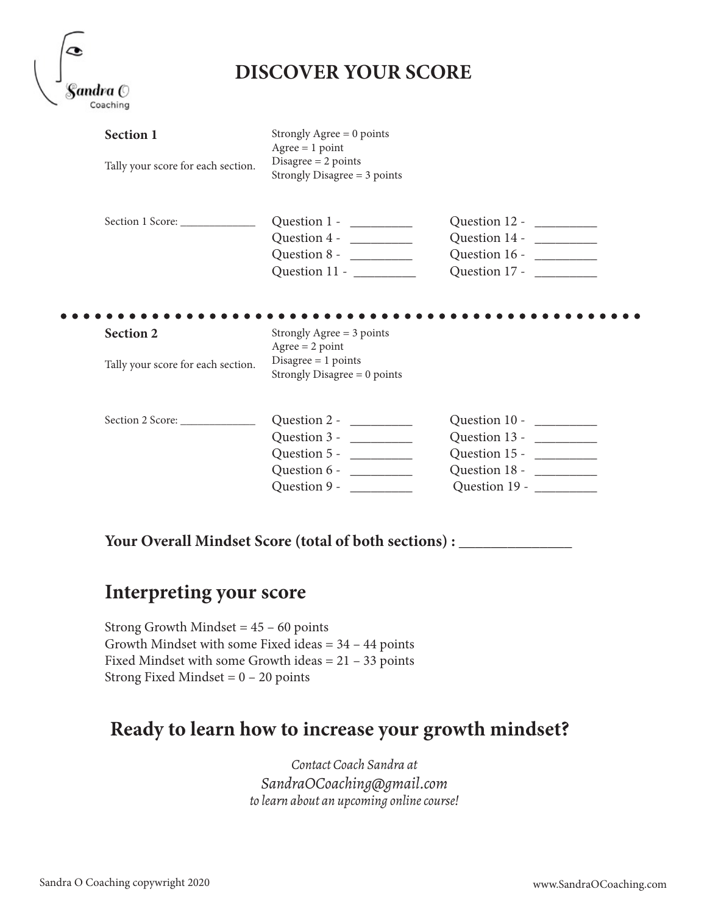# DISCOVER YOUR SCORE

**Section 1**

Tally your score for each section.

Strongly Agree = 0 points
Agree = 1 point
Disagree = 2 points
Strongly Disagree = 3 points

Section 1 Score: ____________

| | |
|---|---|
| Question 1 - _________ | Question 12 - _________ |
| Question 4 - _________ | Question 14 - _________ |
| Question 8 - _________ | Question 16 - _________ |
| Question 11 - _________ | Question 17 - _________ |

**Section 2**

Tally your score for each section.

Strongly Agree = 3 points
Agree = 2 point
Disagree = 1 points
Strongly Disagree = 0 points

Section 2 Score: ____________

| | |
|---|---|
| Question 2 - _________ | Question 10 - _________ |
| Question 3 - _________ | Question 13 - _________ |
| Question 5 - _________ | Question 15 - _________ |
| Question 6 - _________ | Question 18 - _________ |
| Question 9 - _________ | Question 19 - _________ |

**Your Overall Mindset Score (total of both sections) : _______________**

## Interpreting your score

Strong Growth Mindset = 45 – 60 points
Growth Mindset with some Fixed ideas = 34 – 44 points
Fixed Mindset with some Growth ideas = 21 – 33 points
Strong Fixed Mindset = 0 – 20 points

## Ready to learn how to increase your growth mindset?

*Contact Coach Sandra at*
*SandraOCoaching@gmail.com*
*to learn about an upcoming online course!*

Sandra O Coaching copywright 2020

www.SandraOCoaching.com